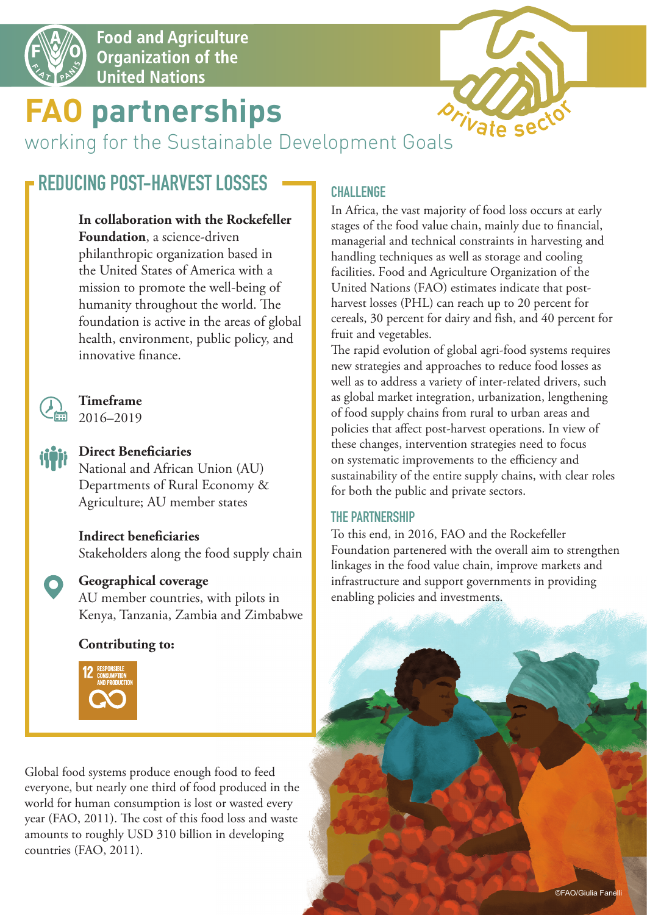Food and Agriculture Organization of the United Nations

# FAO partnerships

working for the Sustainable Development Goals

private sector

## REDUCING POST-HARVEST LOSSES

**In collaboration with the Rockefeller Foundation**, a science-driven philanthropic organization based in the United States of America with a mission to promote the well-being of humanity throughout the world. The foundation is active in the areas of global health, environment, public policy, and innovative finance.

**Timeframe**
2016–2019

**Direct Beneficiaries**
National and African Union (AU) Departments of Rural Economy & Agriculture; AU member states

**Indirect beneficiaries**
Stakeholders along the food supply chain

**Geographical coverage**
AU member countries, with pilots in Kenya, Tanzania, Zambia and Zimbabwe

**Contributing to:**

12 RESPONSIBLE CONSUMPTION AND PRODUCTION

Global food systems produce enough food to feed everyone, but nearly one third of food produced in the world for human consumption is lost or wasted every year (FAO, 2011). The cost of this food loss and waste amounts to roughly USD 310 billion in developing countries (FAO, 2011).

### CHALLENGE

In Africa, the vast majority of food loss occurs at early stages of the food value chain, mainly due to financial, managerial and technical constraints in harvesting and handling techniques as well as storage and cooling facilities. Food and Agriculture Organization of the United Nations (FAO) estimates indicate that post-harvest losses (PHL) can reach up to 20 percent for cereals, 30 percent for dairy and fish, and 40 percent for fruit and vegetables.

The rapid evolution of global agri-food systems requires new strategies and approaches to reduce food losses as well as to address a variety of inter-related drivers, such as global market integration, urbanization, lengthening of food supply chains from rural to urban areas and policies that affect post-harvest operations. In view of these changes, intervention strategies need to focus on systematic improvements to the efficiency and sustainability of the entire supply chains, with clear roles for both the public and private sectors.

### THE PARTNERSHIP

To this end, in 2016, FAO and the Rockefeller Foundation partenered with the overall aim to strengthen linkages in the food value chain, improve markets and infrastructure and support governments in providing enabling policies and investments.

©FAO/Giulia Fanelli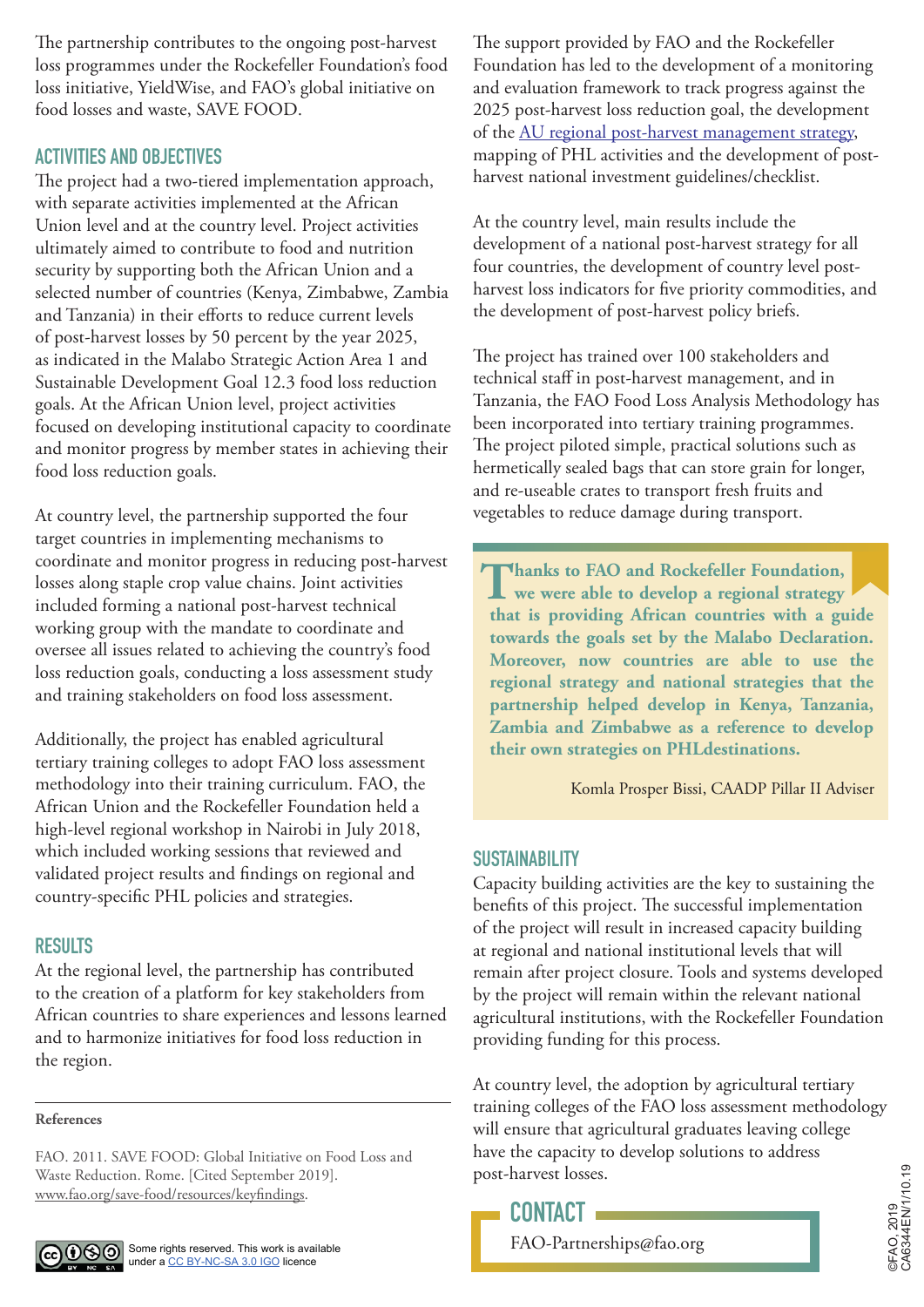The partnership contributes to the ongoing post-harvest loss programmes under the Rockefeller Foundation's food loss initiative, YieldWise, and FAO's global initiative on food losses and waste, SAVE FOOD.

## ACTIVITIES AND OBJECTIVES

The project had a two-tiered implementation approach, with separate activities implemented at the African Union level and at the country level. Project activities ultimately aimed to contribute to food and nutrition security by supporting both the African Union and a selected number of countries (Kenya, Zimbabwe, Zambia and Tanzania) in their efforts to reduce current levels of post-harvest losses by 50 percent by the year 2025, as indicated in the Malabo Strategic Action Area 1 and Sustainable Development Goal 12.3 food loss reduction goals. At the African Union level, project activities focused on developing institutional capacity to coordinate and monitor progress by member states in achieving their food loss reduction goals.

At country level, the partnership supported the four target countries in implementing mechanisms to coordinate and monitor progress in reducing post-harvest losses along staple crop value chains. Joint activities included forming a national post-harvest technical working group with the mandate to coordinate and oversee all issues related to achieving the country's food loss reduction goals, conducting a loss assessment study and training stakeholders on food loss assessment.

Additionally, the project has enabled agricultural tertiary training colleges to adopt FAO loss assessment methodology into their training curriculum. FAO, the African Union and the Rockefeller Foundation held a high-level regional workshop in Nairobi in July 2018, which included working sessions that reviewed and validated project results and findings on regional and country-specific PHL policies and strategies.

## RESULTS

At the regional level, the partnership has contributed to the creation of a platform for key stakeholders from African countries to share experiences and lessons learned and to harmonize initiatives for food loss reduction in the region.

The support provided by FAO and the Rockefeller Foundation has led to the development of a monitoring and evaluation framework to track progress against the 2025 post-harvest loss reduction goal, the development of the AU regional post-harvest management strategy, mapping of PHL activities and the development of post-harvest national investment guidelines/checklist.

At the country level, main results include the development of a national post-harvest strategy for all four countries, the development of country level post-harvest loss indicators for five priority commodities, and the development of post-harvest policy briefs.

The project has trained over 100 stakeholders and technical staff in post-harvest management, and in Tanzania, the FAO Food Loss Analysis Methodology has been incorporated into tertiary training programmes. The project piloted simple, practical solutions such as hermetically sealed bags that can store grain for longer, and re-useable crates to transport fresh fruits and vegetables to reduce damage during transport.

> **Thanks to FAO and Rockefeller Foundation, we were able to develop a regional strategy that is providing African countries with a guide towards the goals set by the Malabo Declaration. Moreover, now countries are able to use the regional strategy and national strategies that the partnership helped develop in Kenya, Tanzania, Zambia and Zimbabwe as a reference to develop their own strategies on PHLdestinations.**
>
> Komla Prosper Bissi, CAADP Pillar II Adviser

## SUSTAINABILITY

Capacity building activities are the key to sustaining the benefits of this project. The successful implementation of the project will result in increased capacity building at regional and national institutional levels that will remain after project closure. Tools and systems developed by the project will remain within the relevant national agricultural institutions, with the Rockefeller Foundation providing funding for this process.

At country level, the adoption by agricultural tertiary training colleges of the FAO loss assessment methodology will ensure that agricultural graduates leaving college have the capacity to develop solutions to address post-harvest losses.

## CONTACT

FAO-Partnerships@fao.org

**References**

FAO. 2011. SAVE FOOD: Global Initiative on Food Loss and Waste Reduction. Rome. [Cited September 2019]. www.fao.org/save-food/resources/keyfindings.

Some rights reserved. This work is available under a CC BY-NC-SA 3.0 IGO licence

©FAO, 2019
CA6344EN/1/10.19